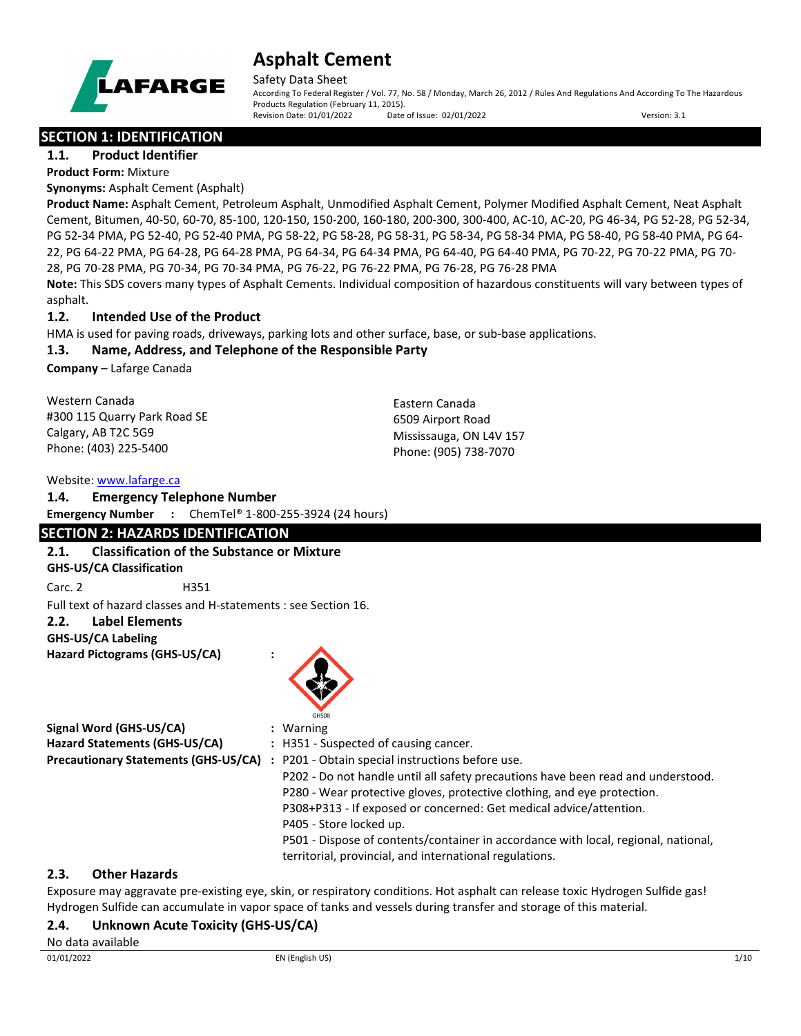# Asphalt Cement

Safety Data Sheet

According To Federal Register / Vol. 77, No. 58 / Monday, March 26, 2012 / Rules And Regulations And According To The Hazardous Products Regulation (February 11, 2015).

Revision Date: 01/01/2022 Date of Issue: 02/01/2022 Version: 3.1

## SECTION 1: IDENTIFICATION

### 1.1. Product Identifier

**Product Form:** Mixture

**Synonyms:** Asphalt Cement (Asphalt)

**Product Name:** Asphalt Cement, Petroleum Asphalt, Unmodified Asphalt Cement, Polymer Modified Asphalt Cement, Neat Asphalt Cement, Bitumen, 40-50, 60-70, 85-100, 120-150, 150-200, 160-180, 200-300, 300-400, AC-10, AC-20, PG 46-34, PG 52-28, PG 52-34, PG 52-34 PMA, PG 52-40, PG 52-40 PMA, PG 58-22, PG 58-28, PG 58-31, PG 58-34, PG 58-34 PMA, PG 58-40, PG 58-40 PMA, PG 64-22, PG 64-22 PMA, PG 64-28, PG 64-28 PMA, PG 64-34, PG 64-34 PMA, PG 64-40, PG 64-40 PMA, PG 70-22, PG 70-22 PMA, PG 70-28, PG 70-28 PMA, PG 70-34, PG 70-34 PMA, PG 76-22, PG 76-22 PMA, PG 76-28, PG 76-28 PMA

**Note:** This SDS covers many types of Asphalt Cements. Individual composition of hazardous constituents will vary between types of asphalt.

### 1.2. Intended Use of the Product

HMA is used for paving roads, driveways, parking lots and other surface, base, or sub-base applications.

### 1.3. Name, Address, and Telephone of the Responsible Party

**Company** – Lafarge Canada

Western Canada
#300 115 Quarry Park Road SE
Calgary, AB T2C 5G9
Phone: (403) 225-5400

Eastern Canada
6509 Airport Road
Mississauga, ON L4V 157
Phone: (905) 738-7070

Website: www.lafarge.ca

### 1.4. Emergency Telephone Number

**Emergency Number :** ChemTel® 1-800-255-3924 (24 hours)

## SECTION 2: HAZARDS IDENTIFICATION

### 2.1. Classification of the Substance or Mixture

**GHS-US/CA Classification**

Carc. 2 H351

Full text of hazard classes and H-statements : see Section 16.

### 2.2. Label Elements

**GHS-US/CA Labeling**

**Hazard Pictograms (GHS-US/CA) :** GHS08

**Signal Word (GHS-US/CA) :** Warning

**Hazard Statements (GHS-US/CA) :** H351 - Suspected of causing cancer.

**Precautionary Statements (GHS-US/CA) :** P201 - Obtain special instructions before use.
P202 - Do not handle until all safety precautions have been read and understood.
P280 - Wear protective gloves, protective clothing, and eye protection.
P308+P313 - If exposed or concerned: Get medical advice/attention.
P405 - Store locked up.
P501 - Dispose of contents/container in accordance with local, regional, national, territorial, provincial, and international regulations.

### 2.3. Other Hazards

Exposure may aggravate pre-existing eye, skin, or respiratory conditions. Hot asphalt can release toxic Hydrogen Sulfide gas! Hydrogen Sulfide can accumulate in vapor space of tanks and vessels during transfer and storage of this material.

### 2.4. Unknown Acute Toxicity (GHS-US/CA)

No data available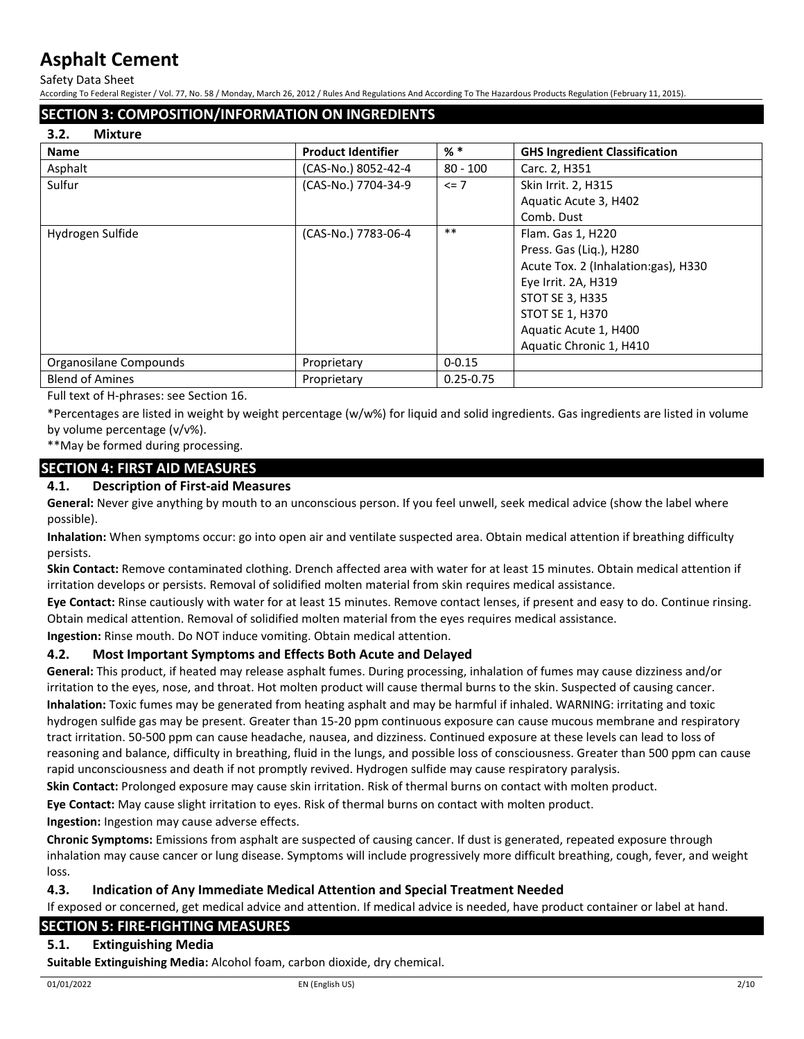## SECTION 3: COMPOSITION/INFORMATION ON INGREDIENTS

### 3.2. Mixture

| Name | Product Identifier | % * | GHS Ingredient Classification |
|---|---|---|---|
| Asphalt | (CAS-No.) 8052-42-4 | 80 - 100 | Carc. 2, H351 |
| Sulfur | (CAS-No.) 7704-34-9 | <= 7 | Skin Irrit. 2, H315<br>Aquatic Acute 3, H402<br>Comb. Dust |
| Hydrogen Sulfide | (CAS-No.) 7783-06-4 | ** | Flam. Gas 1, H220<br>Press. Gas (Liq.), H280<br>Acute Tox. 2 (Inhalation:gas), H330<br>Eye Irrit. 2A, H319<br>STOT SE 3, H335<br>STOT SE 1, H370<br>Aquatic Acute 1, H400<br>Aquatic Chronic 1, H410 |
| Organosilane Compounds | Proprietary | 0-0.15 | |
| Blend of Amines | Proprietary | 0.25-0.75 | |

Full text of H-phrases: see Section 16.

*Percentages are listed in weight by weight percentage (w/w%) for liquid and solid ingredients. Gas ingredients are listed in volume by volume percentage (v/v%).

**May be formed during processing.

## SECTION 4: FIRST AID MEASURES

### 4.1. Description of First-aid Measures

**General:** Never give anything by mouth to an unconscious person. If you feel unwell, seek medical advice (show the label where possible).

**Inhalation:** When symptoms occur: go into open air and ventilate suspected area. Obtain medical attention if breathing difficulty persists.

**Skin Contact:** Remove contaminated clothing. Drench affected area with water for at least 15 minutes. Obtain medical attention if irritation develops or persists. Removal of solidified molten material from skin requires medical assistance.

**Eye Contact:** Rinse cautiously with water for at least 15 minutes. Remove contact lenses, if present and easy to do. Continue rinsing. Obtain medical attention. Removal of solidified molten material from the eyes requires medical assistance.

**Ingestion:** Rinse mouth. Do NOT induce vomiting. Obtain medical attention.

### 4.2. Most Important Symptoms and Effects Both Acute and Delayed

**General:** This product, if heated may release asphalt fumes. During processing, inhalation of fumes may cause dizziness and/or irritation to the eyes, nose, and throat. Hot molten product will cause thermal burns to the skin. Suspected of causing cancer.

**Inhalation:** Toxic fumes may be generated from heating asphalt and may be harmful if inhaled. WARNING: irritating and toxic hydrogen sulfide gas may be present. Greater than 15-20 ppm continuous exposure can cause mucous membrane and respiratory tract irritation. 50-500 ppm can cause headache, nausea, and dizziness. Continued exposure at these levels can lead to loss of reasoning and balance, difficulty in breathing, fluid in the lungs, and possible loss of consciousness. Greater than 500 ppm can cause rapid unconsciousness and death if not promptly revived. Hydrogen sulfide may cause respiratory paralysis.

**Skin Contact:** Prolonged exposure may cause skin irritation. Risk of thermal burns on contact with molten product.

**Eye Contact:** May cause slight irritation to eyes. Risk of thermal burns on contact with molten product.

**Ingestion:** Ingestion may cause adverse effects.

**Chronic Symptoms:** Emissions from asphalt are suspected of causing cancer. If dust is generated, repeated exposure through inhalation may cause cancer or lung disease. Symptoms will include progressively more difficult breathing, cough, fever, and weight loss.

### 4.3. Indication of Any Immediate Medical Attention and Special Treatment Needed

If exposed or concerned, get medical advice and attention. If medical advice is needed, have product container or label at hand.

## SECTION 5: FIRE-FIGHTING MEASURES

### 5.1. Extinguishing Media

**Suitable Extinguishing Media:** Alcohol foam, carbon dioxide, dry chemical.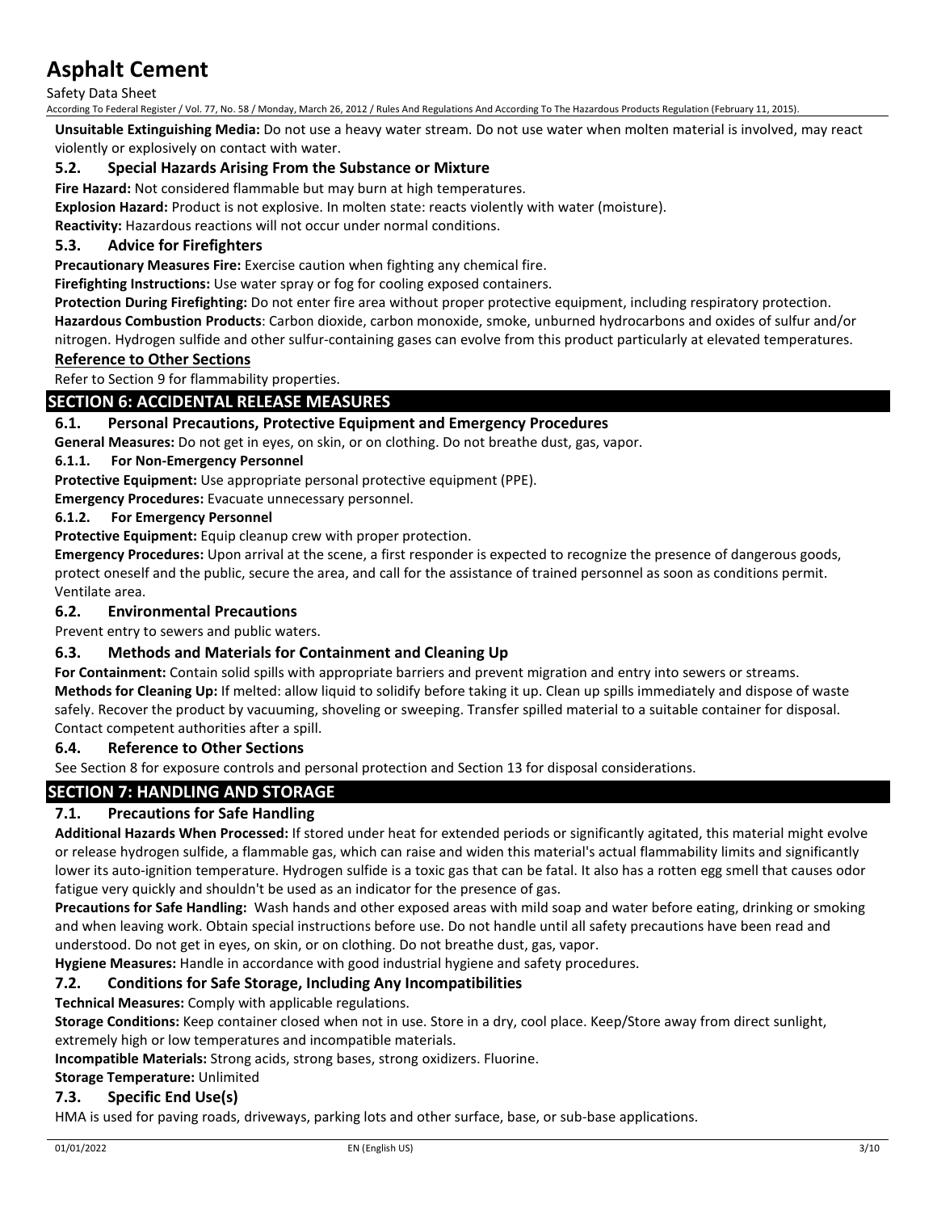**Unsuitable Extinguishing Media:** Do not use a heavy water stream. Do not use water when molten material is involved, may react violently or explosively on contact with water.

### 5.2. Special Hazards Arising From the Substance or Mixture

**Fire Hazard:** Not considered flammable but may burn at high temperatures.

**Explosion Hazard:** Product is not explosive. In molten state: reacts violently with water (moisture).

**Reactivity:** Hazardous reactions will not occur under normal conditions.

### 5.3. Advice for Firefighters

**Precautionary Measures Fire:** Exercise caution when fighting any chemical fire.

**Firefighting Instructions:** Use water spray or fog for cooling exposed containers.

**Protection During Firefighting:** Do not enter fire area without proper protective equipment, including respiratory protection.

**Hazardous Combustion Products**: Carbon dioxide, carbon monoxide, smoke, unburned hydrocarbons and oxides of sulfur and/or nitrogen. Hydrogen sulfide and other sulfur-containing gases can evolve from this product particularly at elevated temperatures.

### Reference to Other Sections

Refer to Section 9 for flammability properties.

## SECTION 6: ACCIDENTAL RELEASE MEASURES

### 6.1. Personal Precautions, Protective Equipment and Emergency Procedures

**General Measures:** Do not get in eyes, on skin, or on clothing. Do not breathe dust, gas, vapor.

#### 6.1.1. For Non-Emergency Personnel

**Protective Equipment:** Use appropriate personal protective equipment (PPE).

**Emergency Procedures:** Evacuate unnecessary personnel.

#### 6.1.2. For Emergency Personnel

**Protective Equipment:** Equip cleanup crew with proper protection.

**Emergency Procedures:** Upon arrival at the scene, a first responder is expected to recognize the presence of dangerous goods, protect oneself and the public, secure the area, and call for the assistance of trained personnel as soon as conditions permit. Ventilate area.

### 6.2. Environmental Precautions

Prevent entry to sewers and public waters.

### 6.3. Methods and Materials for Containment and Cleaning Up

**For Containment:** Contain solid spills with appropriate barriers and prevent migration and entry into sewers or streams.

**Methods for Cleaning Up:** If melted: allow liquid to solidify before taking it up. Clean up spills immediately and dispose of waste safely. Recover the product by vacuuming, shoveling or sweeping. Transfer spilled material to a suitable container for disposal. Contact competent authorities after a spill.

### 6.4. Reference to Other Sections

See Section 8 for exposure controls and personal protection and Section 13 for disposal considerations.

## SECTION 7: HANDLING AND STORAGE

### 7.1. Precautions for Safe Handling

**Additional Hazards When Processed:** If stored under heat for extended periods or significantly agitated, this material might evolve or release hydrogen sulfide, a flammable gas, which can raise and widen this material's actual flammability limits and significantly lower its auto-ignition temperature. Hydrogen sulfide is a toxic gas that can be fatal. It also has a rotten egg smell that causes odor fatigue very quickly and shouldn't be used as an indicator for the presence of gas.

**Precautions for Safe Handling:** Wash hands and other exposed areas with mild soap and water before eating, drinking or smoking and when leaving work. Obtain special instructions before use. Do not handle until all safety precautions have been read and understood. Do not get in eyes, on skin, or on clothing. Do not breathe dust, gas, vapor.

**Hygiene Measures:** Handle in accordance with good industrial hygiene and safety procedures.

### 7.2. Conditions for Safe Storage, Including Any Incompatibilities

**Technical Measures:** Comply with applicable regulations.

**Storage Conditions:** Keep container closed when not in use. Store in a dry, cool place. Keep/Store away from direct sunlight, extremely high or low temperatures and incompatible materials.

**Incompatible Materials:** Strong acids, strong bases, strong oxidizers. Fluorine.

**Storage Temperature:** Unlimited

### 7.3. Specific End Use(s)

HMA is used for paving roads, driveways, parking lots and other surface, base, or sub-base applications.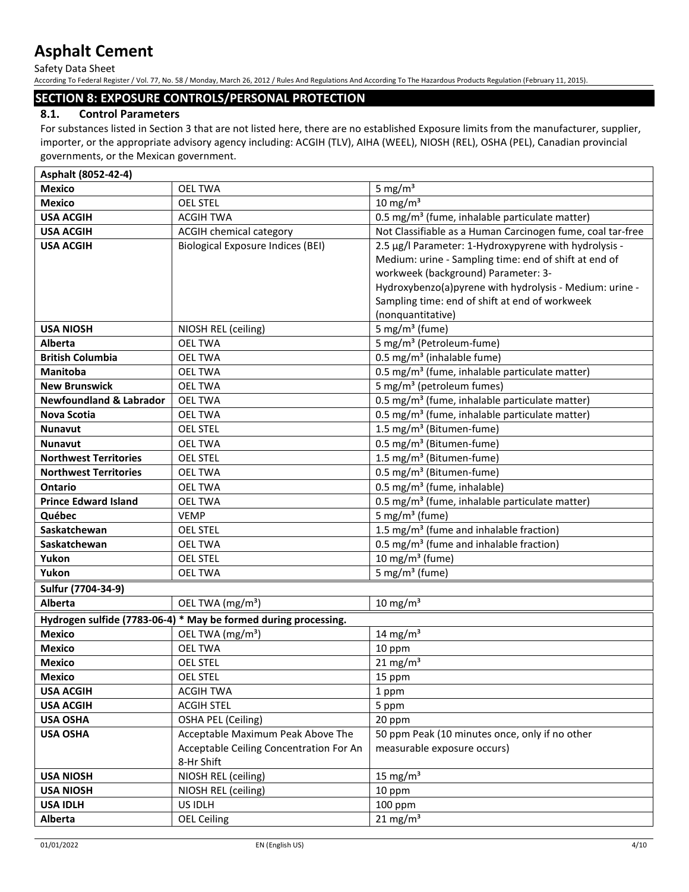## SECTION 8: EXPOSURE CONTROLS/PERSONAL PROTECTION

### 8.1. Control Parameters

For substances listed in Section 3 that are not listed here, there are no established Exposure limits from the manufacturer, supplier, importer, or the appropriate advisory agency including: ACGIH (TLV), AIHA (WEEL), NIOSH (REL), OSHA (PEL), Canadian provincial governments, or the Mexican government.

| Asphalt (8052-42-4) | | |
|---|---|---|
| **Mexico** | OEL TWA | 5 mg/m³ |
| **Mexico** | OEL STEL | 10 mg/m³ |
| **USA ACGIH** | ACGIH TWA | 0.5 mg/m³ (fume, inhalable particulate matter) |
| **USA ACGIH** | ACGIH chemical category | Not Classifiable as a Human Carcinogen fume, coal tar-free |
| **USA ACGIH** | Biological Exposure Indices (BEI) | 2.5 µg/l Parameter: 1-Hydroxypyrene with hydrolysis - Medium: urine - Sampling time: end of shift at end of workweek (background) Parameter: 3-Hydroxybenzo(a)pyrene with hydrolysis - Medium: urine - Sampling time: end of shift at end of workweek (nonquantitative) |
| **USA NIOSH** | NIOSH REL (ceiling) | 5 mg/m³ (fume) |
| **Alberta** | OEL TWA | 5 mg/m³ (Petroleum-fume) |
| **British Columbia** | OEL TWA | 0.5 mg/m³ (inhalable fume) |
| **Manitoba** | OEL TWA | 0.5 mg/m³ (fume, inhalable particulate matter) |
| **New Brunswick** | OEL TWA | 5 mg/m³ (petroleum fumes) |
| **Newfoundland & Labrador** | OEL TWA | 0.5 mg/m³ (fume, inhalable particulate matter) |
| **Nova Scotia** | OEL TWA | 0.5 mg/m³ (fume, inhalable particulate matter) |
| **Nunavut** | OEL STEL | 1.5 mg/m³ (Bitumen-fume) |
| **Nunavut** | OEL TWA | 0.5 mg/m³ (Bitumen-fume) |
| **Northwest Territories** | OEL STEL | 1.5 mg/m³ (Bitumen-fume) |
| **Northwest Territories** | OEL TWA | 0.5 mg/m³ (Bitumen-fume) |
| **Ontario** | OEL TWA | 0.5 mg/m³ (fume, inhalable) |
| **Prince Edward Island** | OEL TWA | 0.5 mg/m³ (fume, inhalable particulate matter) |
| **Québec** | VEMP | 5 mg/m³ (fume) |
| **Saskatchewan** | OEL STEL | 1.5 mg/m³ (fume and inhalable fraction) |
| **Saskatchewan** | OEL TWA | 0.5 mg/m³ (fume and inhalable fraction) |
| **Yukon** | OEL STEL | 10 mg/m³ (fume) |
| **Yukon** | OEL TWA | 5 mg/m³ (fume) |

| Sulfur (7704-34-9) | | |
|---|---|---|
| **Alberta** | OEL TWA (mg/m³) | 10 mg/m³ |

| Hydrogen sulfide (7783-06-4) * May be formed during processing. | | |
|---|---|---|
| **Mexico** | OEL TWA (mg/m³) | 14 mg/m³ |
| **Mexico** | OEL TWA | 10 ppm |
| **Mexico** | OEL STEL | 21 mg/m³ |
| **Mexico** | OEL STEL | 15 ppm |
| **USA ACGIH** | ACGIH TWA | 1 ppm |
| **USA ACGIH** | ACGIH STEL | 5 ppm |
| **USA OSHA** | OSHA PEL (Ceiling) | 20 ppm |
| **USA OSHA** | Acceptable Maximum Peak Above The Acceptable Ceiling Concentration For An 8-Hr Shift | 50 ppm Peak (10 minutes once, only if no other measurable exposure occurs) |
| **USA NIOSH** | NIOSH REL (ceiling) | 15 mg/m³ |
| **USA NIOSH** | NIOSH REL (ceiling) | 10 ppm |
| **USA IDLH** | US IDLH | 100 ppm |
| **Alberta** | OEL Ceiling | 21 mg/m³ |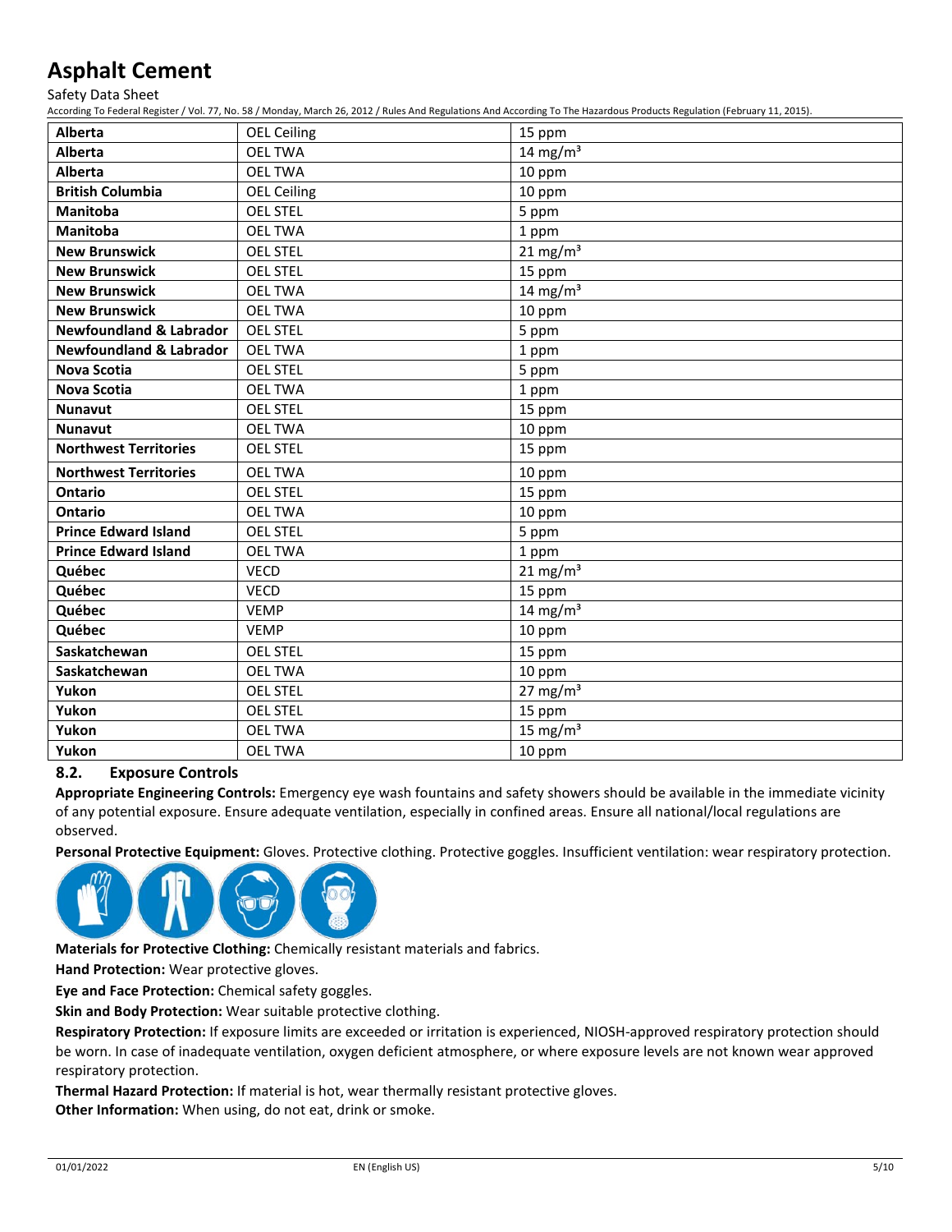| Alberta | OEL Ceiling | 15 ppm |
|---|---|---|
| Alberta | OEL TWA | 14 $mg/m^3$ |
| Alberta | OEL TWA | 10 ppm |
| British Columbia | OEL Ceiling | 10 ppm |
| Manitoba | OEL STEL | 5 ppm |
| Manitoba | OEL TWA | 1 ppm |
| New Brunswick | OEL STEL | 21 $mg/m^3$ |
| New Brunswick | OEL STEL | 15 ppm |
| New Brunswick | OEL TWA | 14 $mg/m^3$ |
| New Brunswick | OEL TWA | 10 ppm |
| Newfoundland & Labrador | OEL STEL | 5 ppm |
| Newfoundland & Labrador | OEL TWA | 1 ppm |
| Nova Scotia | OEL STEL | 5 ppm |
| Nova Scotia | OEL TWA | 1 ppm |
| Nunavut | OEL STEL | 15 ppm |
| Nunavut | OEL TWA | 10 ppm |
| Northwest Territories | OEL STEL | 15 ppm |
| Northwest Territories | OEL TWA | 10 ppm |
| Ontario | OEL STEL | 15 ppm |
| Ontario | OEL TWA | 10 ppm |
| Prince Edward Island | OEL STEL | 5 ppm |
| Prince Edward Island | OEL TWA | 1 ppm |
| Québec | VECD | 21 $mg/m^3$ |
| Québec | VECD | 15 ppm |
| Québec | VEMP | 14 $mg/m^3$ |
| Québec | VEMP | 10 ppm |
| Saskatchewan | OEL STEL | 15 ppm |
| Saskatchewan | OEL TWA | 10 ppm |
| Yukon | OEL STEL | 27 $mg/m^3$ |
| Yukon | OEL STEL | 15 ppm |
| Yukon | OEL TWA | 15 $mg/m^3$ |
| Yukon | OEL TWA | 10 ppm |

### 8.2. Exposure Controls

**Appropriate Engineering Controls:** Emergency eye wash fountains and safety showers should be available in the immediate vicinity of any potential exposure. Ensure adequate ventilation, especially in confined areas. Ensure all national/local regulations are observed.

**Personal Protective Equipment:** Gloves. Protective clothing. Protective goggles. Insufficient ventilation: wear respiratory protection.

**Materials for Protective Clothing:** Chemically resistant materials and fabrics.

**Hand Protection:** Wear protective gloves.

**Eye and Face Protection:** Chemical safety goggles.

**Skin and Body Protection:** Wear suitable protective clothing.

**Respiratory Protection:** If exposure limits are exceeded or irritation is experienced, NIOSH-approved respiratory protection should be worn. In case of inadequate ventilation, oxygen deficient atmosphere, or where exposure levels are not known wear approved respiratory protection.

**Thermal Hazard Protection:** If material is hot, wear thermally resistant protective gloves.

**Other Information:** When using, do not eat, drink or smoke.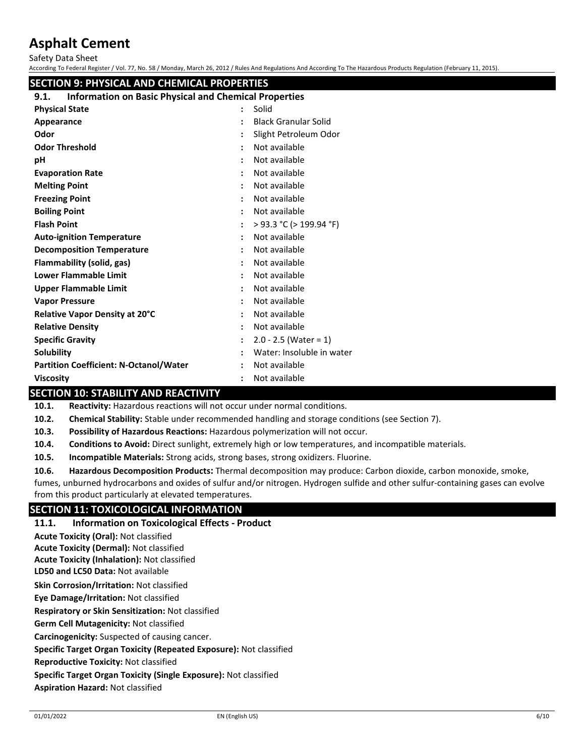## SECTION 9: PHYSICAL AND CHEMICAL PROPERTIES

### 9.1. Information on Basic Physical and Chemical Properties

| Property | Value |
|---|---|
| **Physical State** | Solid |
| **Appearance** | Black Granular Solid |
| **Odor** | Slight Petroleum Odor |
| **Odor Threshold** | Not available |
| **pH** | Not available |
| **Evaporation Rate** | Not available |
| **Melting Point** | Not available |
| **Freezing Point** | Not available |
| **Boiling Point** | Not available |
| **Flash Point** | > 93.3 °C (> 199.94 °F) |
| **Auto-ignition Temperature** | Not available |
| **Decomposition Temperature** | Not available |
| **Flammability (solid, gas)** | Not available |
| **Lower Flammable Limit** | Not available |
| **Upper Flammable Limit** | Not available |
| **Vapor Pressure** | Not available |
| **Relative Vapor Density at 20°C** | Not available |
| **Relative Density** | Not available |
| **Specific Gravity** | 2.0 - 2.5 (Water = 1) |
| **Solubility** | Water: Insoluble in water |
| **Partition Coefficient: N-Octanol/Water** | Not available |
| **Viscosity** | Not available |

## SECTION 10: STABILITY AND REACTIVITY

**10.1. Reactivity:** Hazardous reactions will not occur under normal conditions.

**10.2. Chemical Stability:** Stable under recommended handling and storage conditions (see Section 7).

**10.3. Possibility of Hazardous Reactions:** Hazardous polymerization will not occur.

**10.4. Conditions to Avoid:** Direct sunlight, extremely high or low temperatures, and incompatible materials.

**10.5. Incompatible Materials:** Strong acids, strong bases, strong oxidizers. Fluorine.

**10.6. Hazardous Decomposition Products:** Thermal decomposition may produce: Carbon dioxide, carbon monoxide, smoke, fumes, unburned hydrocarbons and oxides of sulfur and/or nitrogen. Hydrogen sulfide and other sulfur-containing gases can evolve from this product particularly at elevated temperatures.

## SECTION 11: TOXICOLOGICAL INFORMATION

### 11.1. Information on Toxicological Effects - Product

**Acute Toxicity (Oral):** Not classified

**Acute Toxicity (Dermal):** Not classified

**Acute Toxicity (Inhalation):** Not classified

**LD50 and LC50 Data:** Not available

**Skin Corrosion/Irritation:** Not classified

**Eye Damage/Irritation:** Not classified

**Respiratory or Skin Sensitization:** Not classified

**Germ Cell Mutagenicity:** Not classified

**Carcinogenicity:** Suspected of causing cancer.

**Specific Target Organ Toxicity (Repeated Exposure):** Not classified

**Reproductive Toxicity:** Not classified

**Specific Target Organ Toxicity (Single Exposure):** Not classified

**Aspiration Hazard:** Not classified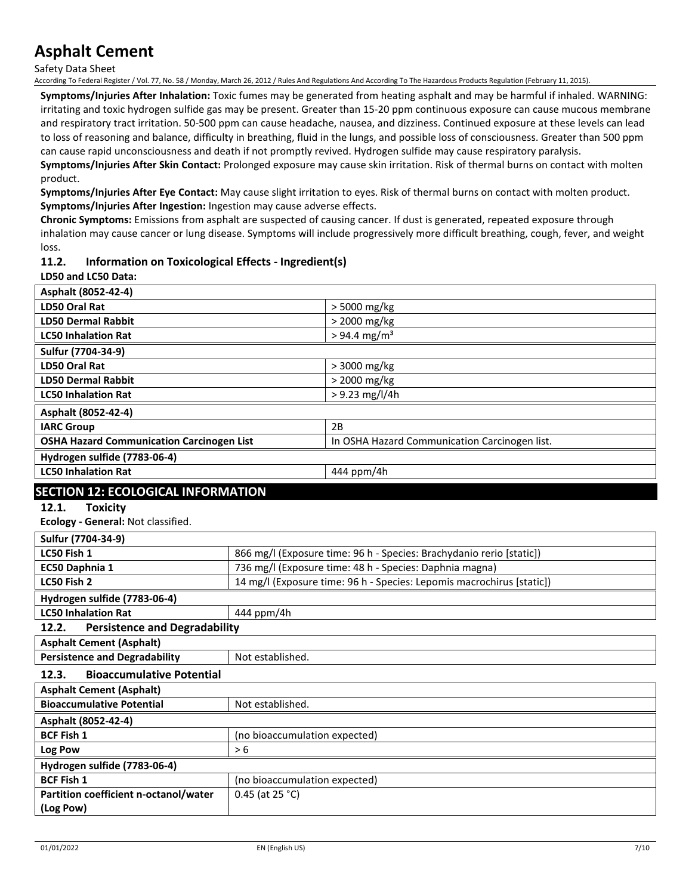**Symptoms/Injuries After Inhalation:** Toxic fumes may be generated from heating asphalt and may be harmful if inhaled. WARNING: irritating and toxic hydrogen sulfide gas may be present. Greater than 15-20 ppm continuous exposure can cause mucous membrane and respiratory tract irritation. 50-500 ppm can cause headache, nausea, and dizziness. Continued exposure at these levels can lead to loss of reasoning and balance, difficulty in breathing, fluid in the lungs, and possible loss of consciousness. Greater than 500 ppm can cause rapid unconsciousness and death if not promptly revived. Hydrogen sulfide may cause respiratory paralysis.

**Symptoms/Injuries After Skin Contact:** Prolonged exposure may cause skin irritation. Risk of thermal burns on contact with molten product.

**Symptoms/Injuries After Eye Contact:** May cause slight irritation to eyes. Risk of thermal burns on contact with molten product.

**Symptoms/Injuries After Ingestion:** Ingestion may cause adverse effects.

**Chronic Symptoms:** Emissions from asphalt are suspected of causing cancer. If dust is generated, repeated exposure through inhalation may cause cancer or lung disease. Symptoms will include progressively more difficult breathing, cough, fever, and weight loss.

### 11.2. Information on Toxicological Effects - Ingredient(s)

**LD50 and LC50 Data:**

| **Asphalt (8052-42-4)** | |
|---|---|
| **LD50 Oral Rat** | > 5000 mg/kg |
| **LD50 Dermal Rabbit** | > 2000 mg/kg |
| **LC50 Inhalation Rat** | > 94.4 mg/m³ |
| **Sulfur (7704-34-9)** | |
| **LD50 Oral Rat** | > 3000 mg/kg |
| **LD50 Dermal Rabbit** | > 2000 mg/kg |
| **LC50 Inhalation Rat** | > 9.23 mg/l/4h |
| **Asphalt (8052-42-4)** | |
| **IARC Group** | 2B |
| **OSHA Hazard Communication Carcinogen List** | In OSHA Hazard Communication Carcinogen list. |
| **Hydrogen sulfide (7783-06-4)** | |
| **LC50 Inhalation Rat** | 444 ppm/4h |

## SECTION 12: ECOLOGICAL INFORMATION

### 12.1. Toxicity

**Ecology - General:** Not classified.

| **Sulfur (7704-34-9)** | |
|---|---|
| **LC50 Fish 1** | 866 mg/l (Exposure time: 96 h - Species: Brachydanio rerio [static]) |
| **EC50 Daphnia 1** | 736 mg/l (Exposure time: 48 h - Species: Daphnia magna) |
| **LC50 Fish 2** | 14 mg/l (Exposure time: 96 h - Species: Lepomis macrochirus [static]) |
| **Hydrogen sulfide (7783-06-4)** | |
| **LC50 Inhalation Rat** | 444 ppm/4h |

### 12.2. Persistence and Degradability

| **Asphalt Cement (Asphalt)** | |
|---|---|
| **Persistence and Degradability** | Not established. |

### 12.3. Bioaccumulative Potential

| **Asphalt Cement (Asphalt)** | |
|---|---|
| **Bioaccumulative Potential** | Not established. |
| **Asphalt (8052-42-4)** | |
| **BCF Fish 1** | (no bioaccumulation expected) |
| **Log Pow** | > 6 |
| **Hydrogen sulfide (7783-06-4)** | |
| **BCF Fish 1** | (no bioaccumulation expected) |
| **Partition coefficient n-octanol/water (Log Pow)** | 0.45 (at 25 °C) |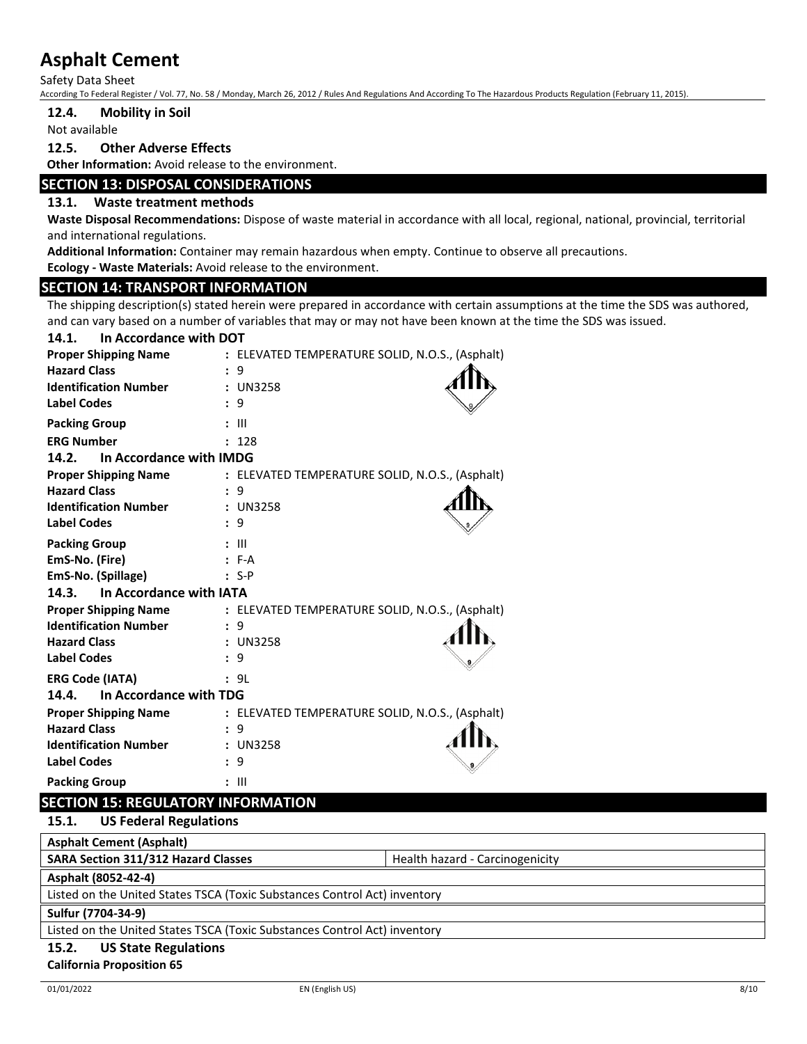### 12.4. Mobility in Soil

Not available

### 12.5. Other Adverse Effects

**Other Information:** Avoid release to the environment.

## SECTION 13: DISPOSAL CONSIDERATIONS

### 13.1. Waste treatment methods

**Waste Disposal Recommendations:** Dispose of waste material in accordance with all local, regional, national, provincial, territorial and international regulations.

**Additional Information:** Container may remain hazardous when empty. Continue to observe all precautions.

**Ecology - Waste Materials:** Avoid release to the environment.

## SECTION 14: TRANSPORT INFORMATION

The shipping description(s) stated herein were prepared in accordance with certain assumptions at the time the SDS was authored, and can vary based on a number of variables that may or may not have been known at the time the SDS was issued.

### 14.1. In Accordance with DOT

**Proper Shipping Name** : ELEVATED TEMPERATURE SOLID, N.O.S., (Asphalt)
**Hazard Class** : 9
**Identification Number** : UN3258
**Label Codes** : 9
**Packing Group** : III
**ERG Number** : 128

### 14.2. In Accordance with IMDG

**Proper Shipping Name** : ELEVATED TEMPERATURE SOLID, N.O.S., (Asphalt)
**Hazard Class** : 9
**Identification Number** : UN3258
**Label Codes** : 9
**Packing Group** : III
**EmS-No. (Fire)** : F-A
**EmS-No. (Spillage)** : S-P

### 14.3. In Accordance with IATA

**Proper Shipping Name** : ELEVATED TEMPERATURE SOLID, N.O.S., (Asphalt)
**Identification Number** : 9
**Hazard Class** : UN3258
**Label Codes** : 9
**ERG Code (IATA)** : 9L

### 14.4. In Accordance with TDG

**Proper Shipping Name** : ELEVATED TEMPERATURE SOLID, N.O.S., (Asphalt)
**Hazard Class** : 9
**Identification Number** : UN3258
**Label Codes** : 9
**Packing Group** : III

## SECTION 15: REGULATORY INFORMATION

### 15.1. US Federal Regulations

| **Asphalt Cement (Asphalt)** | |
|---|---|
| **SARA Section 311/312 Hazard Classes** | Health hazard - Carcinogenicity |

| **Asphalt (8052-42-4)** |
|---|
| Listed on the United States TSCA (Toxic Substances Control Act) inventory |

| **Sulfur (7704-34-9)** |
|---|
| Listed on the United States TSCA (Toxic Substances Control Act) inventory |

### 15.2. US State Regulations

**California Proposition 65**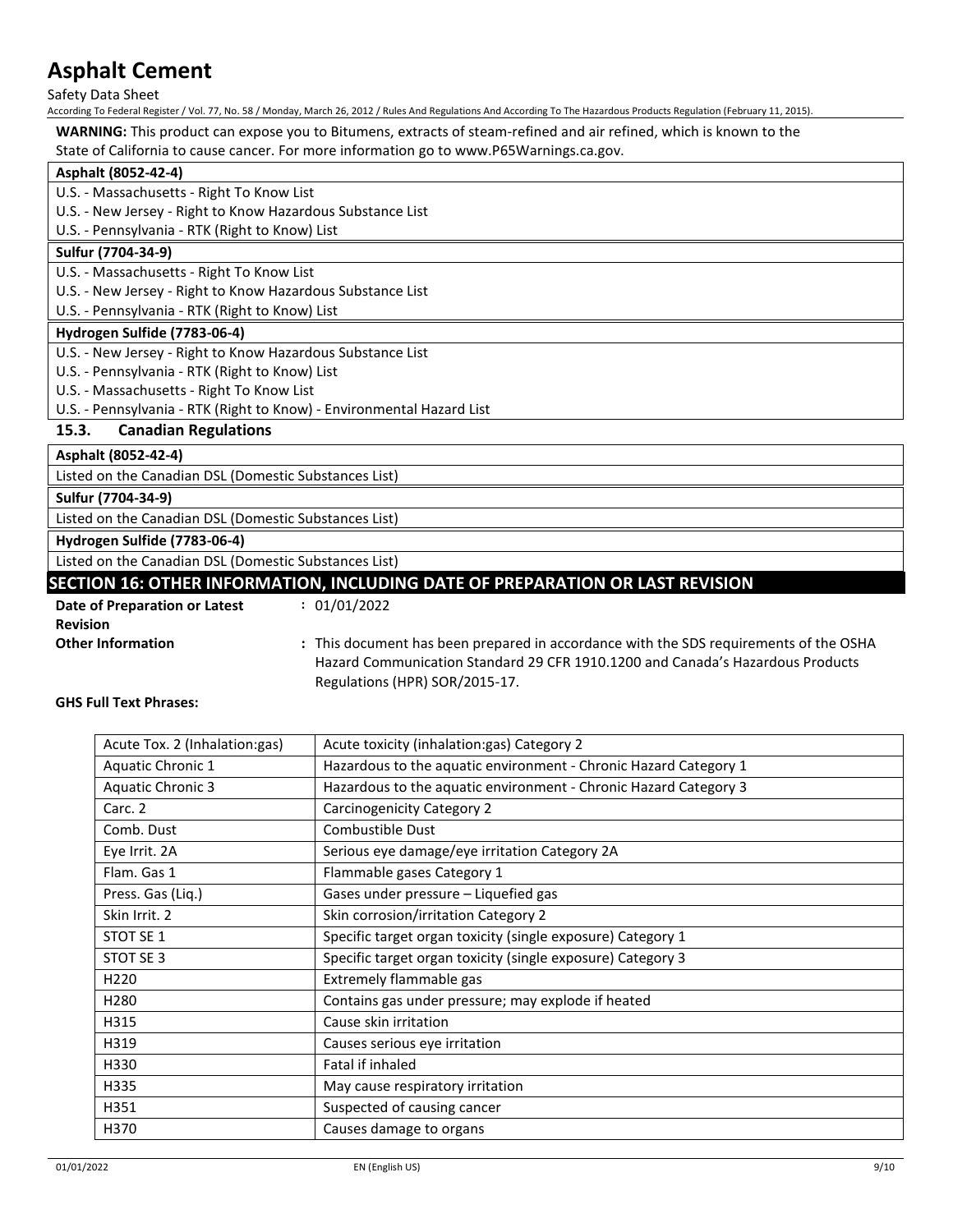**WARNING:** This product can expose you to Bitumens, extracts of steam-refined and air refined, which is known to the State of California to cause cancer. For more information go to www.P65Warnings.ca.gov.

| Asphalt (8052-42-4) |
| --- |
| U.S. - Massachusetts - Right To Know List |
| U.S. - New Jersey - Right to Know Hazardous Substance List |
| U.S. - Pennsylvania - RTK (Right to Know) List |

| Sulfur (7704-34-9) |
| --- |
| U.S. - Massachusetts - Right To Know List |
| U.S. - New Jersey - Right to Know Hazardous Substance List |
| U.S. - Pennsylvania - RTK (Right to Know) List |

| Hydrogen Sulfide (7783-06-4) |
| --- |
| U.S. - New Jersey - Right to Know Hazardous Substance List |
| U.S. - Pennsylvania - RTK (Right to Know) List |
| U.S. - Massachusetts - Right To Know List |
| U.S. - Pennsylvania - RTK (Right to Know) - Environmental Hazard List |

### 15.3. Canadian Regulations

| Asphalt (8052-42-4) |
| --- |
| Listed on the Canadian DSL (Domestic Substances List) |

| Sulfur (7704-34-9) |
| --- |
| Listed on the Canadian DSL (Domestic Substances List) |

| Hydrogen Sulfide (7783-06-4) |
| --- |
| Listed on the Canadian DSL (Domestic Substances List) |

## SECTION 16: OTHER INFORMATION, INCLUDING DATE OF PREPARATION OR LAST REVISION

**Date of Preparation or Latest Revision** : 01/01/2022

**Other Information** : This document has been prepared in accordance with the SDS requirements of the OSHA Hazard Communication Standard 29 CFR 1910.1200 and Canada's Hazardous Products Regulations (HPR) SOR/2015-17.

**GHS Full Text Phrases:**

| | |
| --- | --- |
| Acute Tox. 2 (Inhalation:gas) | Acute toxicity (inhalation:gas) Category 2 |
| Aquatic Chronic 1 | Hazardous to the aquatic environment - Chronic Hazard Category 1 |
| Aquatic Chronic 3 | Hazardous to the aquatic environment - Chronic Hazard Category 3 |
| Carc. 2 | Carcinogenicity Category 2 |
| Comb. Dust | Combustible Dust |
| Eye Irrit. 2A | Serious eye damage/eye irritation Category 2A |
| Flam. Gas 1 | Flammable gases Category 1 |
| Press. Gas (Liq.) | Gases under pressure – Liquefied gas |
| Skin Irrit. 2 | Skin corrosion/irritation Category 2 |
| STOT SE 1 | Specific target organ toxicity (single exposure) Category 1 |
| STOT SE 3 | Specific target organ toxicity (single exposure) Category 3 |
| H220 | Extremely flammable gas |
| H280 | Contains gas under pressure; may explode if heated |
| H315 | Cause skin irritation |
| H319 | Causes serious eye irritation |
| H330 | Fatal if inhaled |
| H335 | May cause respiratory irritation |
| H351 | Suspected of causing cancer |
| H370 | Causes damage to organs |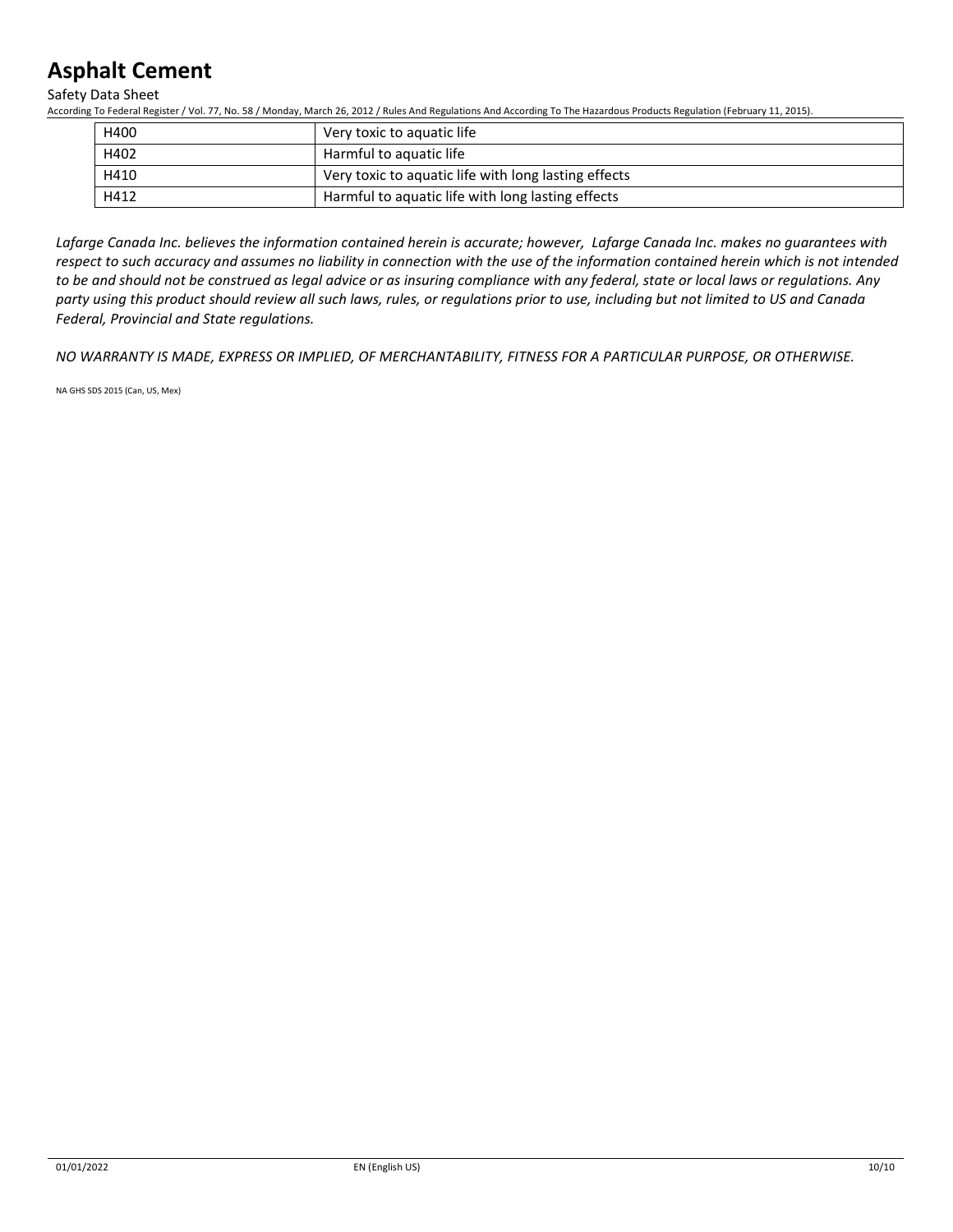| | |
|---|---|
| H400 | Very toxic to aquatic life |
| H402 | Harmful to aquatic life |
| H410 | Very toxic to aquatic life with long lasting effects |
| H412 | Harmful to aquatic life with long lasting effects |

*Lafarge Canada Inc. believes the information contained herein is accurate; however, Lafarge Canada Inc. makes no guarantees with respect to such accuracy and assumes no liability in connection with the use of the information contained herein which is not intended to be and should not be construed as legal advice or as insuring compliance with any federal, state or local laws or regulations. Any party using this product should review all such laws, rules, or regulations prior to use, including but not limited to US and Canada Federal, Provincial and State regulations.*

*NO WARRANTY IS MADE, EXPRESS OR IMPLIED, OF MERCHANTABILITY, FITNESS FOR A PARTICULAR PURPOSE, OR OTHERWISE.*

NA GHS SDS 2015 (Can, US, Mex)